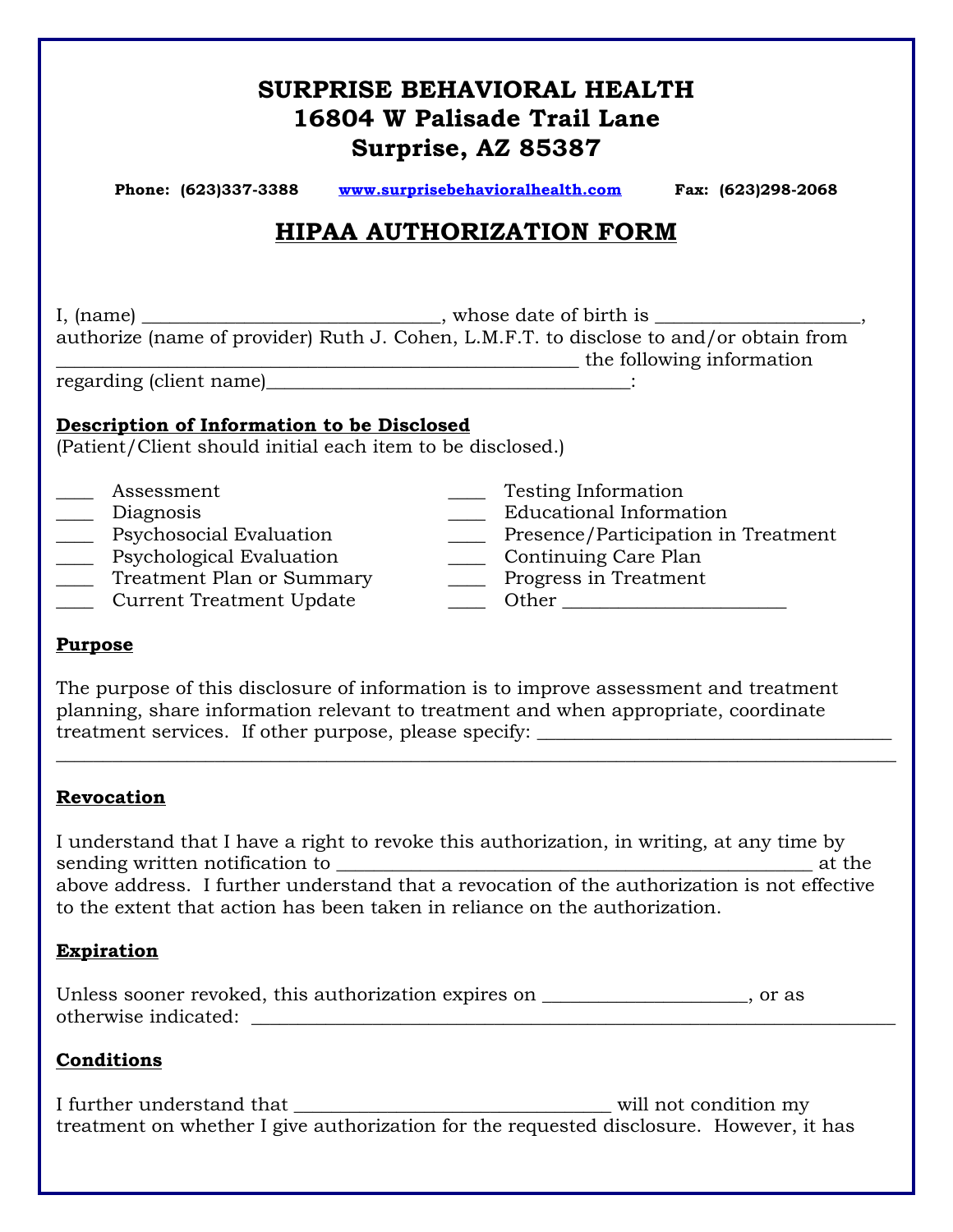# SURPRISE BEHAVIORAL HEALTH
# 16804 W Palisade Trail Lane
# Surprise, AZ 85387

**Phone: (623)337-3388** [www.surprisebehavioralhealth.com](http://www.surprisebehavioralhealth.com) **Fax: (623)298-2068**

## HIPAA AUTHORIZATION FORM

I, (name) ______________________________, whose date of birth is ____________________, authorize (name of provider) Ruth J. Cohen, L.M.F.T. to disclose to and/or obtain from _____________________________________________________ the following information regarding (client name)____________________________________:

**Description of Information to be Disclosed**
(Patient/Client should initial each item to be disclosed.)

____ Assessment
____ Diagnosis
____ Psychosocial Evaluation
____ Psychological Evaluation
____ Treatment Plan or Summary
____ Current Treatment Update
____ Testing Information
____ Educational Information
____ Presence/Participation in Treatment
____ Continuing Care Plan
____ Progress in Treatment
____ Other ______________________

**Purpose**

The purpose of this disclosure of information is to improve assessment and treatment planning, share information relevant to treatment and when appropriate, coordinate treatment services. If other purpose, please specify: ____________________________________
_____________________________________________________________________________________

**Revocation**

I understand that I have a right to revoke this authorization, in writing, at any time by sending written notification to _________________________________________________ at the above address. I further understand that a revocation of the authorization is not effective to the extent that action has been taken in reliance on the authorization.

**Expiration**

Unless sooner revoked, this authorization expires on ____________________, or as otherwise indicated: ___________________________________________________________________

**Conditions**

I further understand that _________________________________ will not condition my treatment on whether I give authorization for the requested disclosure. However, it has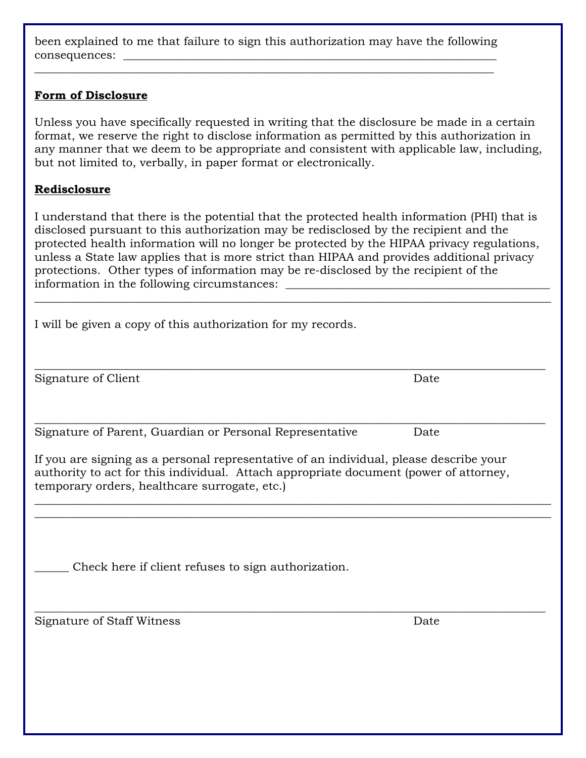been explained to me that failure to sign this authorization may have the following consequences: ___________________________________________________________________
_____________________________________________________________________________

**Form of Disclosure**

Unless you have specifically requested in writing that the disclosure be made in a certain format, we reserve the right to disclose information as permitted by this authorization in any manner that we deem to be appropriate and consistent with applicable law, including, but not limited to, verbally, in paper format or electronically.

**Redisclosure**

I understand that there is the potential that the protected health information (PHI) that is disclosed pursuant to this authorization may be redisclosed by the recipient and the protected health information will no longer be protected by the HIPAA privacy regulations, unless a State law applies that is more strict than HIPAA and provides additional privacy protections. Other types of information may be re-disclosed by the recipient of the information in the following circumstances: _____________________________________________
_____________________________________________________________________________

I will be given a copy of this authorization for my records.

_____________________________________________________________________________
Signature of Client Date

_____________________________________________________________________________
Signature of Parent, Guardian or Personal Representative Date

If you are signing as a personal representative of an individual, please describe your authority to act for this individual. Attach appropriate document (power of attorney, temporary orders, healthcare surrogate, etc.)

_____________________________________________________________________________
_____________________________________________________________________________

______ Check here if client refuses to sign authorization.

_____________________________________________________________________________
Signature of Staff Witness Date